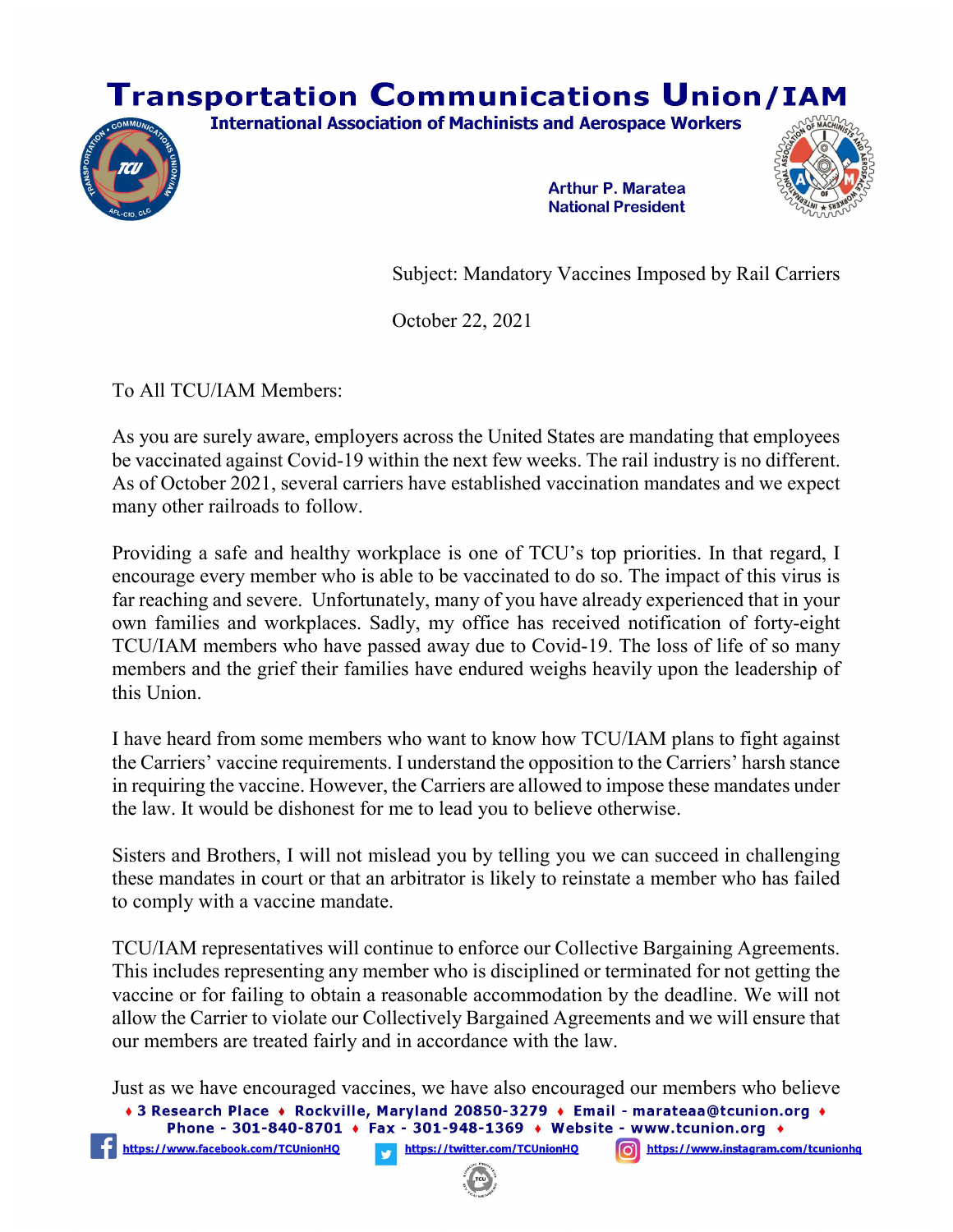# Transportation Communications Union/IAM

**International Association of Machinists and Aerospace Workers**

**Arthur P. Maratea**
**National President**

Subject: Mandatory Vaccines Imposed by Rail Carriers

October 22, 2021

To All TCU/IAM Members:

As you are surely aware, employers across the United States are mandating that employees be vaccinated against Covid-19 within the next few weeks. The rail industry is no different. As of October 2021, several carriers have established vaccination mandates and we expect many other railroads to follow.

Providing a safe and healthy workplace is one of TCU's top priorities. In that regard, I encourage every member who is able to be vaccinated to do so. The impact of this virus is far reaching and severe. Unfortunately, many of you have already experienced that in your own families and workplaces. Sadly, my office has received notification of forty-eight TCU/IAM members who have passed away due to Covid-19. The loss of life of so many members and the grief their families have endured weighs heavily upon the leadership of this Union.

I have heard from some members who want to know how TCU/IAM plans to fight against the Carriers' vaccine requirements. I understand the opposition to the Carriers' harsh stance in requiring the vaccine. However, the Carriers are allowed to impose these mandates under the law. It would be dishonest for me to lead you to believe otherwise.

Sisters and Brothers, I will not mislead you by telling you we can succeed in challenging these mandates in court or that an arbitrator is likely to reinstate a member who has failed to comply with a vaccine mandate.

TCU/IAM representatives will continue to enforce our Collective Bargaining Agreements. This includes representing any member who is disciplined or terminated for not getting the vaccine or for failing to obtain a reasonable accommodation by the deadline. We will not allow the Carrier to violate our Collectively Bargained Agreements and we will ensure that our members are treated fairly and in accordance with the law.

Just as we have encouraged vaccines, we have also encouraged our members who believe

♦ 3 Research Place ♦ Rockville, Maryland 20850-3279 ♦ Email - marateaa@tcunion.org ♦
Phone - 301-840-8701 ♦ Fax - 301-948-1369 ♦ Website - www.tcunion.org ♦
https://www.facebook.com/TCUnionHQ https://twitter.com/TCUnionHQ https://www.instagram.com/tcunionhq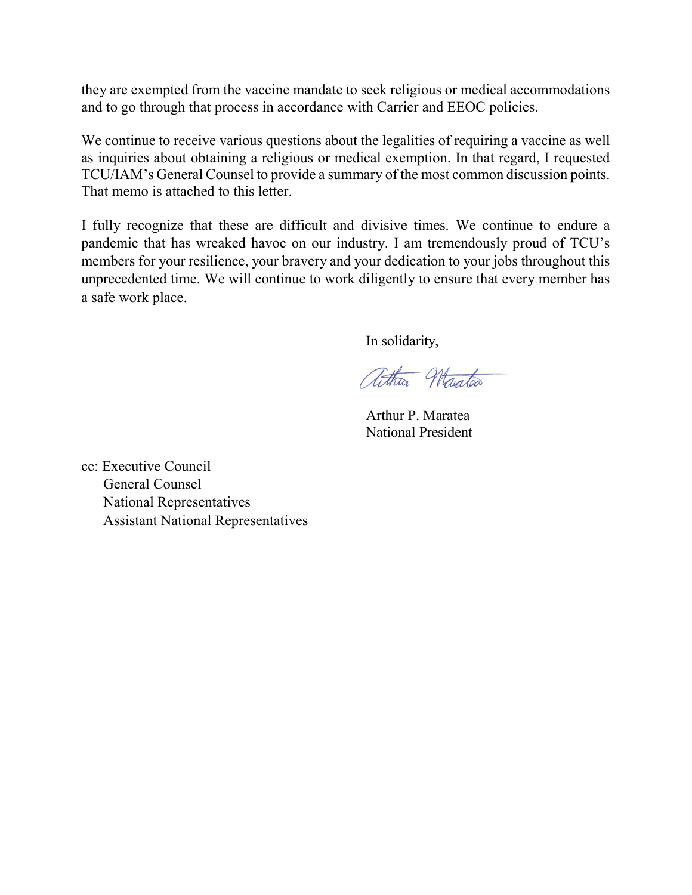they are exempted from the vaccine mandate to seek religious or medical accommodations and to go through that process in accordance with Carrier and EEOC policies.

We continue to receive various questions about the legalities of requiring a vaccine as well as inquiries about obtaining a religious or medical exemption. In that regard, I requested TCU/IAM's General Counsel to provide a summary of the most common discussion points. That memo is attached to this letter.

I fully recognize that these are difficult and divisive times. We continue to endure a pandemic that has wreaked havoc on our industry. I am tremendously proud of TCU's members for your resilience, your bravery and your dedication to your jobs throughout this unprecedented time. We will continue to work diligently to ensure that every member has a safe work place.

In solidarity,

Arthur P. Maratea
National President

cc: Executive Council
General Counsel
National Representatives
Assistant National Representatives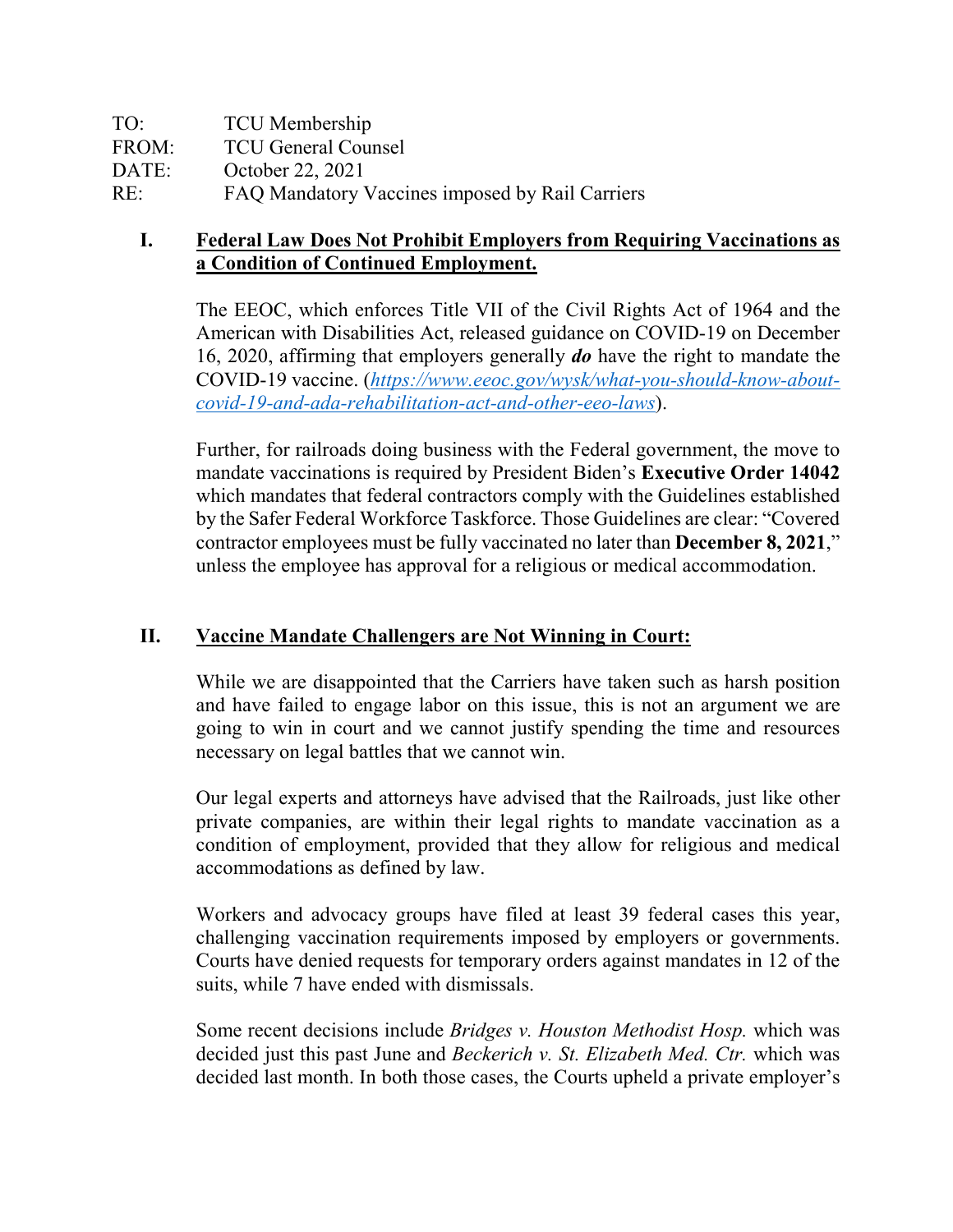TO: TCU Membership
FROM: TCU General Counsel
DATE: October 22, 2021
RE: FAQ Mandatory Vaccines imposed by Rail Carriers

## I. Federal Law Does Not Prohibit Employers from Requiring Vaccinations as a Condition of Continued Employment.

The EEOC, which enforces Title VII of the Civil Rights Act of 1964 and the American with Disabilities Act, released guidance on COVID-19 on December 16, 2020, affirming that employers generally ***do*** have the right to mandate the COVID-19 vaccine. (*https://www.eeoc.gov/wysk/what-you-should-know-about-covid-19-and-ada-rehabilitation-act-and-other-eeo-laws*).

Further, for railroads doing business with the Federal government, the move to mandate vaccinations is required by President Biden's **Executive Order 14042** which mandates that federal contractors comply with the Guidelines established by the Safer Federal Workforce Taskforce. Those Guidelines are clear: "Covered contractor employees must be fully vaccinated no later than **December 8, 2021**," unless the employee has approval for a religious or medical accommodation.

## II. Vaccine Mandate Challengers are Not Winning in Court:

While we are disappointed that the Carriers have taken such as harsh position and have failed to engage labor on this issue, this is not an argument we are going to win in court and we cannot justify spending the time and resources necessary on legal battles that we cannot win.

Our legal experts and attorneys have advised that the Railroads, just like other private companies, are within their legal rights to mandate vaccination as a condition of employment, provided that they allow for religious and medical accommodations as defined by law.

Workers and advocacy groups have filed at least 39 federal cases this year, challenging vaccination requirements imposed by employers or governments. Courts have denied requests for temporary orders against mandates in 12 of the suits, while 7 have ended with dismissals.

Some recent decisions include *Bridges v. Houston Methodist Hosp.* which was decided just this past June and *Beckerich v. St. Elizabeth Med. Ctr.* which was decided last month. In both those cases, the Courts upheld a private employer's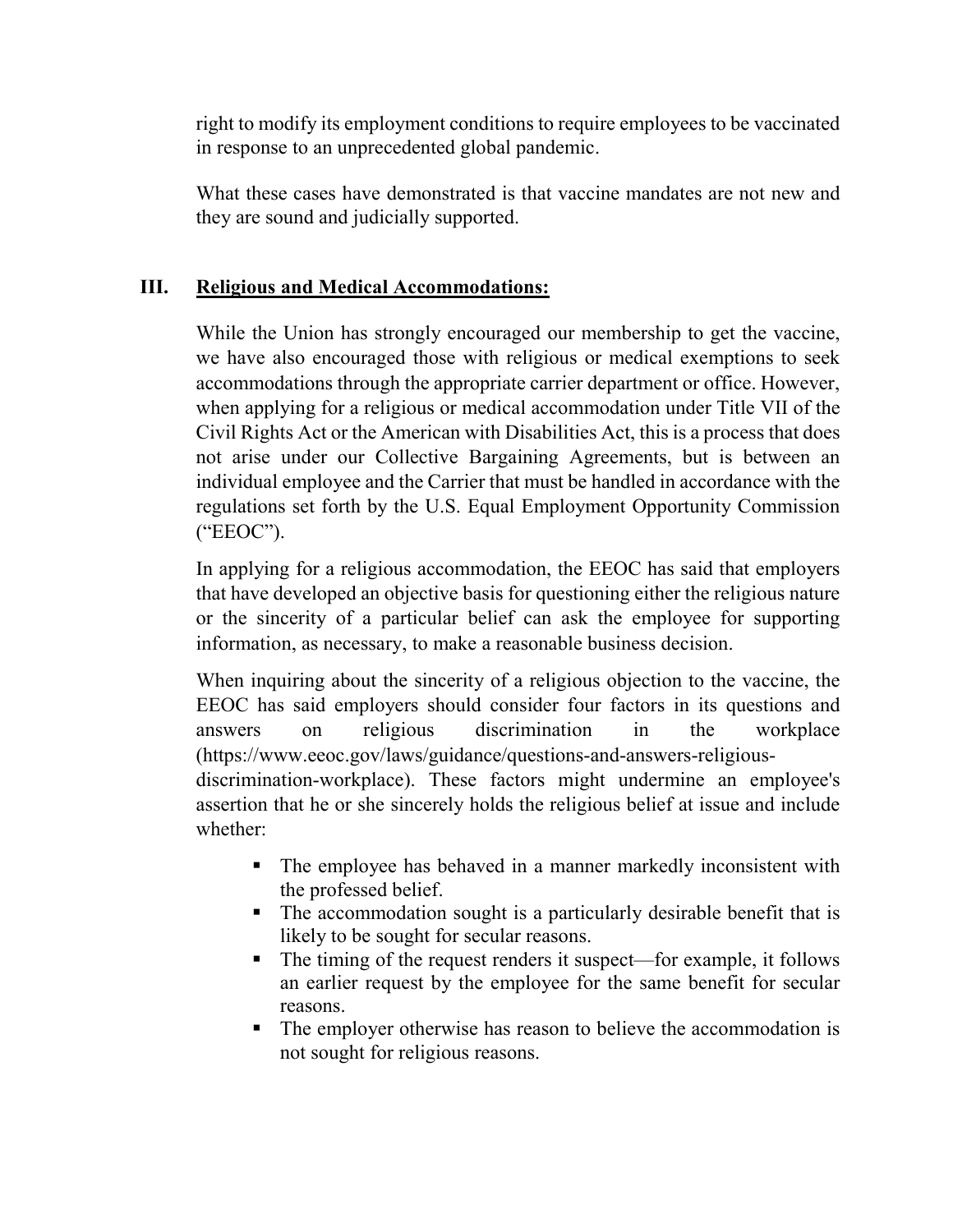right to modify its employment conditions to require employees to be vaccinated in response to an unprecedented global pandemic.

What these cases have demonstrated is that vaccine mandates are not new and they are sound and judicially supported.

## III. Religious and Medical Accommodations:

While the Union has strongly encouraged our membership to get the vaccine, we have also encouraged those with religious or medical exemptions to seek accommodations through the appropriate carrier department or office. However, when applying for a religious or medical accommodation under Title VII of the Civil Rights Act or the American with Disabilities Act, this is a process that does not arise under our Collective Bargaining Agreements, but is between an individual employee and the Carrier that must be handled in accordance with the regulations set forth by the U.S. Equal Employment Opportunity Commission ("EEOC").

In applying for a religious accommodation, the EEOC has said that employers that have developed an objective basis for questioning either the religious nature or the sincerity of a particular belief can ask the employee for supporting information, as necessary, to make a reasonable business decision.

When inquiring about the sincerity of a religious objection to the vaccine, the EEOC has said employers should consider four factors in its questions and answers on religious discrimination in the workplace (https://www.eeoc.gov/laws/guidance/questions-and-answers-religious-discrimination-workplace). These factors might undermine an employee's assertion that he or she sincerely holds the religious belief at issue and include whether:

- The employee has behaved in a manner markedly inconsistent with the professed belief.
- The accommodation sought is a particularly desirable benefit that is likely to be sought for secular reasons.
- The timing of the request renders it suspect—for example, it follows an earlier request by the employee for the same benefit for secular reasons.
- The employer otherwise has reason to believe the accommodation is not sought for religious reasons.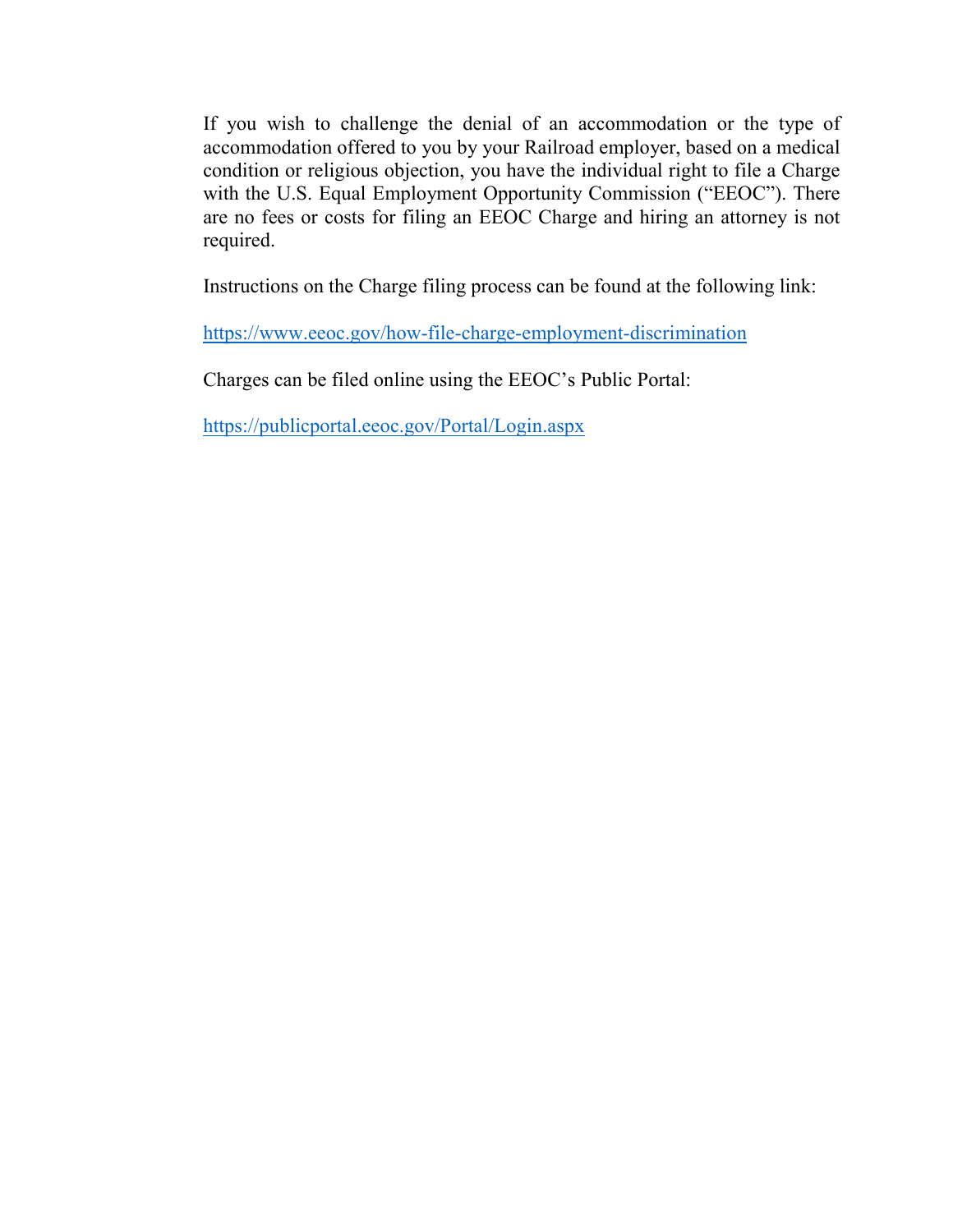If you wish to challenge the denial of an accommodation or the type of accommodation offered to you by your Railroad employer, based on a medical condition or religious objection, you have the individual right to file a Charge with the U.S. Equal Employment Opportunity Commission ("EEOC"). There are no fees or costs for filing an EEOC Charge and hiring an attorney is not required.

Instructions on the Charge filing process can be found at the following link:

https://www.eeoc.gov/how-file-charge-employment-discrimination

Charges can be filed online using the EEOC's Public Portal:

https://publicportal.eeoc.gov/Portal/Login.aspx